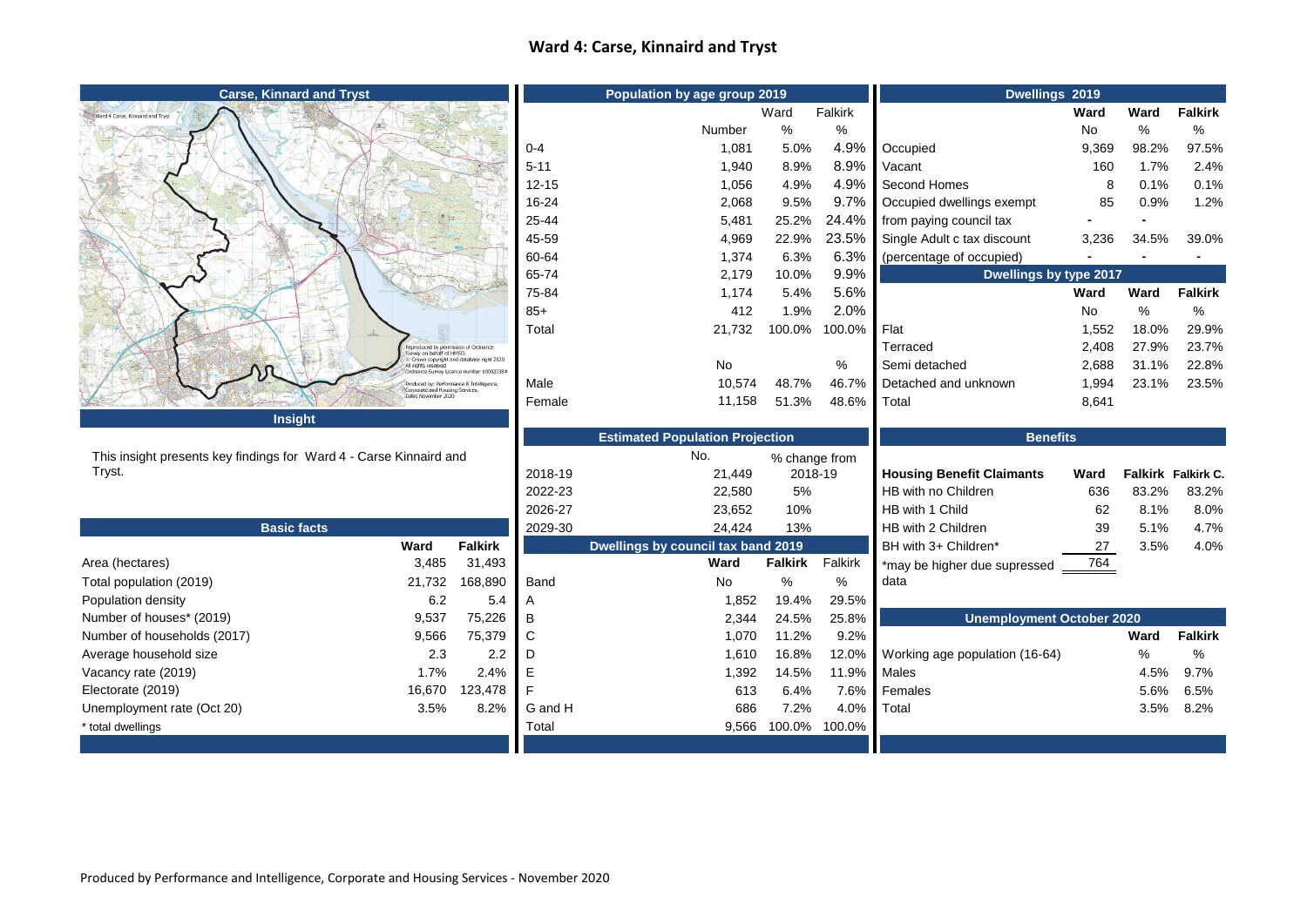# Ward 4: Carse, Kinnaird and Tryst

## Carse, Kinnaird and Tryst

Ward 4 Carse, Kinnaird and Tryst

Reproduced by permission of Ordnance Survey on behalf of HMSO. © Crown copyright and database right 2020 All rights reserved Ordnance Survey Licence number 100023384

Produced by: Performance & Intelligence, Corporate and Housing Services, Date: November 2020

## Insight

This insight presents key findings for Ward 4 - Carse Kinnaird and Tryst.

## Basic facts

| | Ward | Falkirk |
|---|---|---|
| Area (hectares) | 3,485 | 31,493 |
| Total population (2019) | 21,732 | 168,890 |
| Population density | 6.2 | 5.4 |
| Number of houses* (2019) | 9,537 | 75,226 |
| Number of households (2017) | 9,566 | 75,379 |
| Average household size | 2.3 | 2.2 |
| Vacancy rate (2019) | 1.7% | 2.4% |
| Electorate (2019) | 16,670 | 123,478 |
| Unemployment rate (Oct 20) | 3.5% | 8.2% |

* total dwellings

## Population by age group 2019

| | Ward | Ward | Falkirk |
|---|---|---|---|
| | Number | % | % |
| 0-4 | 1,081 | 5.0% | 4.9% |
| 5-11 | 1,940 | 8.9% | 8.9% |
| 12-15 | 1,056 | 4.9% | 4.9% |
| 16-24 | 2,068 | 9.5% | 9.7% |
| 25-44 | 5,481 | 25.2% | 24.4% |
| 45-59 | 4,969 | 22.9% | 23.5% |
| 60-64 | 1,374 | 6.3% | 6.3% |
| 65-74 | 2,179 | 10.0% | 9.9% |
| 75-84 | 1,174 | 5.4% | 5.6% |
| 85+ | 412 | 1.9% | 2.0% |
| Total | 21,732 | 100.0% | 100.0% |
| | No | | % |
| Male | 10,574 | 48.7% | 46.7% |
| Female | 11,158 | 51.3% | 48.6% |

## Estimated Population Projection

| | No. | % change from 2018-19 |
|---|---|---|
| 2018-19 | 21,449 | |
| 2022-23 | 22,580 | 5% |
| 2026-27 | 23,652 | 10% |
| 2029-30 | 24,424 | 13% |

## Dwellings by council tax band 2019

| Band | Ward No | Falkirk % | Falkirk % |
|---|---|---|---|
| A | 1,852 | 19.4% | 29.5% |
| B | 2,344 | 24.5% | 25.8% |
| C | 1,070 | 11.2% | 9.2% |
| D | 1,610 | 16.8% | 12.0% |
| E | 1,392 | 14.5% | 11.9% |
| F | 613 | 6.4% | 7.6% |
| G and H | 686 | 7.2% | 4.0% |
| Total | 9,566 | 100.0% | 100.0% |

## Dwellings 2019

| | Ward | Ward | Falkirk |
|---|---|---|---|
| | No | % | % |
| Occupied | 9,369 | 98.2% | 97.5% |
| Vacant | 160 | 1.7% | 2.4% |
| Second Homes | 8 | 0.1% | 0.1% |
| Occupied dwellings exempt from paying council tax | 85 | 0.9% | 1.2% |
| Single Adult c tax discount (percentage of occupied) | 3,236 | 34.5% | 39.0% |

## Dwellings by type 2017

| | Ward | Ward | Falkirk |
|---|---|---|---|
| | No | % | % |
| Flat | 1,552 | 18.0% | 29.9% |
| Terraced | 2,408 | 27.9% | 23.7% |
| Semi detached | 2,688 | 31.1% | 22.8% |
| Detached and unknown | 1,994 | 23.1% | 23.5% |
| Total | 8,641 | | |

## Benefits

| Housing Benefit Claimants | Ward | Falkirk | Falkirk C. |
|---|---|---|---|
| HB with no Children | 636 | 83.2% | 83.2% |
| HB with 1 Child | 62 | 8.1% | 8.0% |
| HB with 2 Children | 39 | 5.1% | 4.7% |
| BH with 3+ Children* | 27 | 3.5% | 4.0% |
| | 764 | | |

*may be higher due supressed data

## Unemployment October 2020

| | Ward | Falkirk |
|---|---|---|
| Working age population (16-64) | % | % |
| Males | 4.5% | 9.7% |
| Females | 5.6% | 6.5% |
| Total | 3.5% | 8.2% |

Produced by Performance and Intelligence, Corporate and Housing Services - November 2020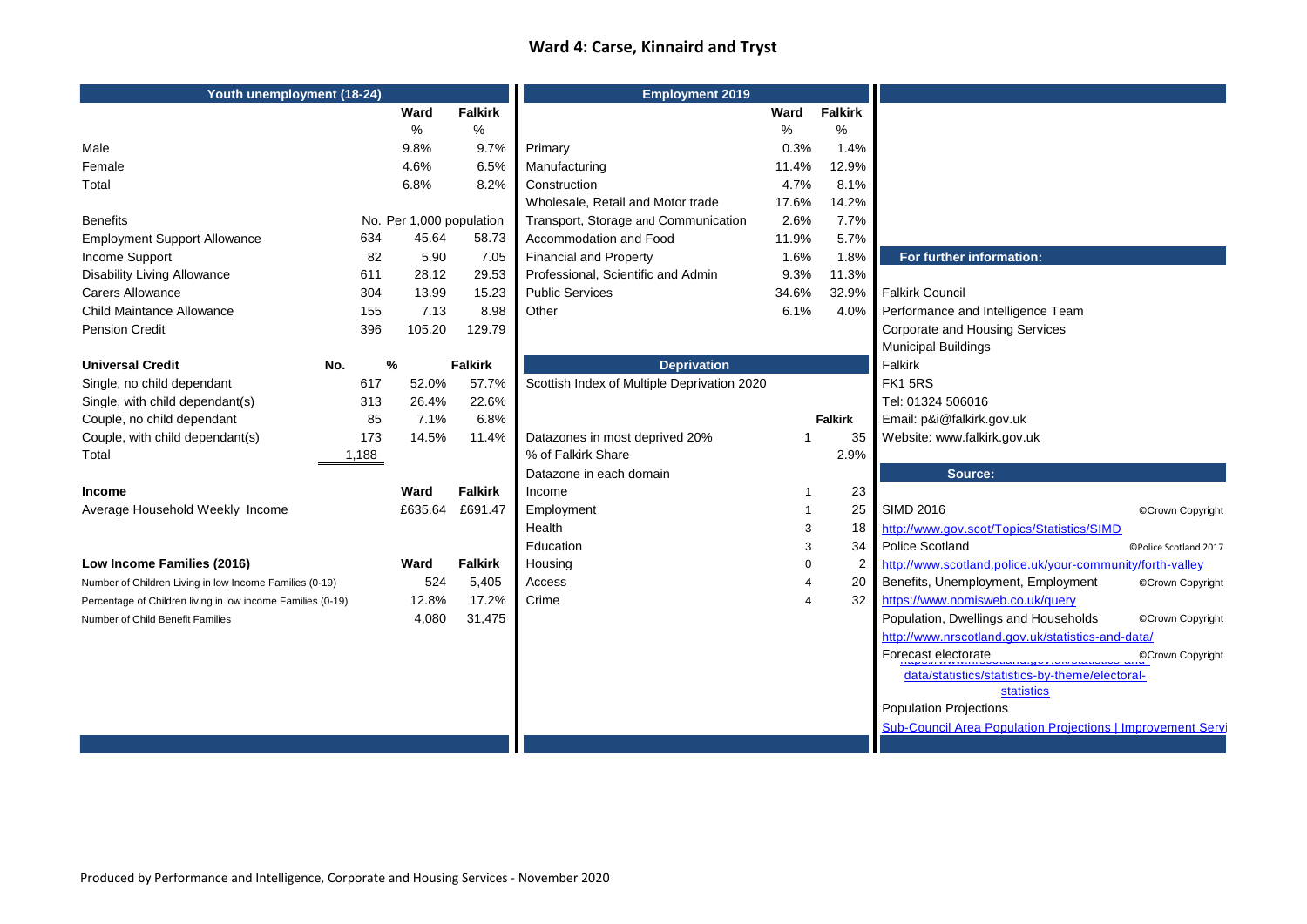## Ward 4: Carse, Kinnaird and Tryst

### Youth unemployment (18-24)

| | Ward | Falkirk |
|---|---|---|
| | % | % |
| Male | 9.8% | 9.7% |
| Female | 4.6% | 6.5% |
| Total | 6.8% | 8.2% |

| Benefits | | No. Per 1,000 population | |
|---|---|---|---|
| Employment Support Allowance | 634 | 45.64 | 58.73 |
| Income Support | 82 | 5.90 | 7.05 |
| Disability Living Allowance | 611 | 28.12 | 29.53 |
| Carers Allowance | 304 | 13.99 | 15.23 |
| Child Maintance Allowance | 155 | 7.13 | 8.98 |
| Pension Credit | 396 | 105.20 | 129.79 |

| **Universal Credit** | **No.** | **%** | **Falkirk** |
|---|---|---|---|
| Single, no child dependant | 617 | 52.0% | 57.7% |
| Single, with child dependant(s) | 313 | 26.4% | 22.6% |
| Couple, no child dependant | 85 | 7.1% | 6.8% |
| Couple, with child dependant(s) | 173 | 14.5% | 11.4% |
| Total | 1,188 | | |

| **Income** | **Ward** | **Falkirk** |
|---|---|---|
| Average Household Weekly Income | £635.64 | £691.47 |

| **Low Income Families (2016)** | **Ward** | **Falkirk** |
|---|---|---|
| Number of Children Living in low Income Families (0-19) | 524 | 5,405 |
| Percentage of Children living in low income Families (0-19) | 12.8% | 17.2% |
| Number of Child Benefit Families | 4,080 | 31,475 |

### Employment 2019

| | Ward | Falkirk |
|---|---|---|
| | % | % |
| Primary | 0.3% | 1.4% |
| Manufacturing | 11.4% | 12.9% |
| Construction | 4.7% | 8.1% |
| Wholesale, Retail and Motor trade | 17.6% | 14.2% |
| Transport, Storage and Communication | 2.6% | 7.7% |
| Accommodation and Food | 11.9% | 5.7% |
| Financial and Property | 1.6% | 1.8% |
| Professional, Scientific and Admin | 9.3% | 11.3% |
| Public Services | 34.6% | 32.9% |
| Other | 6.1% | 4.0% |

### Deprivation

Scottish Index of Multiple Deprivation 2020

| | Ward | **Falkirk** |
|---|---|---|
| Datazones in most deprived 20% | 1 | 35 |
| % of Falkirk Share | | 2.9% |
| Datazone in each domain | | |
| Income | 1 | 23 |
| Employment | 1 | 25 |
| Health | 3 | 18 |
| Education | 3 | 34 |
| Housing | 0 | 2 |
| Access | 4 | 20 |
| Crime | 4 | 32 |

### For further information:

Falkirk Council
Performance and Intelligence Team
Corporate and Housing Services
Municipal Buildings
Falkirk
FK1 5RS
Tel: 01324 506016
Email: p&i@falkirk.gov.uk
Website: www.falkirk.gov.uk

### Source:

SIMD 2016 ©Crown Copyright
http://www.gov.scot/Topics/Statistics/SIMD
Police Scotland ©Police Scotland 2017
http://www.scotland.police.uk/your-community/forth-valley
Benefits, Unemployment, Employment ©Crown Copyright
https://www.nomisweb.co.uk/query
Population, Dwellings and Households ©Crown Copyright
http://www.nrscotland.gov.uk/statistics-and-data/
Forecast electorate ©Crown Copyright
https://www.nrscotland.gov.uk/statistics-and-data/statistics/statistics-by-theme/electoral-statistics
Population Projections
Sub-Council Area Population Projections | Improvement Servi

Produced by Performance and Intelligence, Corporate and Housing Services - November 2020